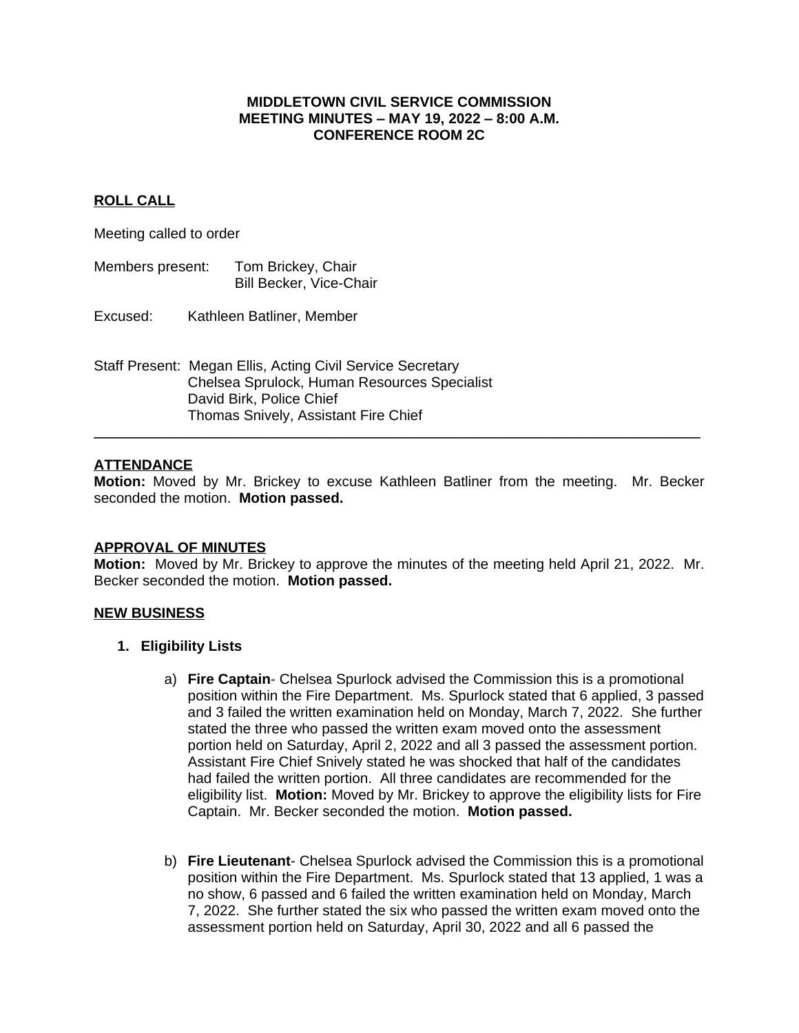**MIDDLETOWN CIVIL SERVICE COMMISSION**
**MEETING MINUTES – MAY 19, 2022 – 8:00 A.M.**
**CONFERENCE ROOM 2C**

## ROLL CALL

Meeting called to order

Members present: Tom Brickey, Chair
Bill Becker, Vice-Chair

Excused: Kathleen Batliner, Member

Staff Present: Megan Ellis, Acting Civil Service Secretary
Chelsea Sprulock, Human Resources Specialist
David Birk, Police Chief
Thomas Snively, Assistant Fire Chief

---

## ATTENDANCE

**Motion:** Moved by Mr. Brickey to excuse Kathleen Batliner from the meeting. Mr. Becker seconded the motion. **Motion passed.**

## APPROVAL OF MINUTES

**Motion:** Moved by Mr. Brickey to approve the minutes of the meeting held April 21, 2022. Mr. Becker seconded the motion. **Motion passed.**

## NEW BUSINESS

1. **Eligibility Lists**

   a) **Fire Captain**- Chelsea Spurlock advised the Commission this is a promotional position within the Fire Department. Ms. Spurlock stated that 6 applied, 3 passed and 3 failed the written examination held on Monday, March 7, 2022. She further stated the three who passed the written exam moved onto the assessment portion held on Saturday, April 2, 2022 and all 3 passed the assessment portion. Assistant Fire Chief Snively stated he was shocked that half of the candidates had failed the written portion. All three candidates are recommended for the eligibility list. **Motion:** Moved by Mr. Brickey to approve the eligibility lists for Fire Captain. Mr. Becker seconded the motion. **Motion passed.**

   b) **Fire Lieutenant**- Chelsea Spurlock advised the Commission this is a promotional position within the Fire Department. Ms. Spurlock stated that 13 applied, 1 was a no show, 6 passed and 6 failed the written examination held on Monday, March 7, 2022. She further stated the six who passed the written exam moved onto the assessment portion held on Saturday, April 30, 2022 and all 6 passed the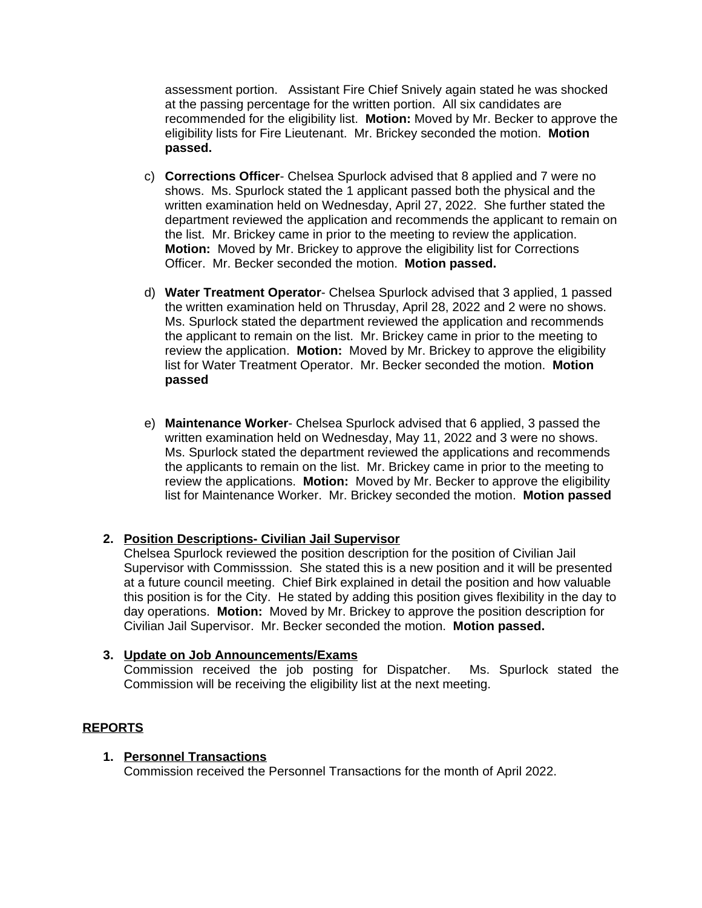assessment portion. Assistant Fire Chief Snively again stated he was shocked at the passing percentage for the written portion. All six candidates are recommended for the eligibility list. **Motion:** Moved by Mr. Becker to approve the eligibility lists for Fire Lieutenant. Mr. Brickey seconded the motion. **Motion passed.**

c) **Corrections Officer**- Chelsea Spurlock advised that 8 applied and 7 were no shows. Ms. Spurlock stated the 1 applicant passed both the physical and the written examination held on Wednesday, April 27, 2022. She further stated the department reviewed the application and recommends the applicant to remain on the list. Mr. Brickey came in prior to the meeting to review the application. **Motion:** Moved by Mr. Brickey to approve the eligibility list for Corrections Officer. Mr. Becker seconded the motion. **Motion passed.**

d) **Water Treatment Operator**- Chelsea Spurlock advised that 3 applied, 1 passed the written examination held on Thrusday, April 28, 2022 and 2 were no shows. Ms. Spurlock stated the department reviewed the application and recommends the applicant to remain on the list. Mr. Brickey came in prior to the meeting to review the application. **Motion:** Moved by Mr. Brickey to approve the eligibility list for Water Treatment Operator. Mr. Becker seconded the motion. **Motion passed**

e) **Maintenance Worker**- Chelsea Spurlock advised that 6 applied, 3 passed the written examination held on Wednesday, May 11, 2022 and 3 were no shows. Ms. Spurlock stated the department reviewed the applications and recommends the applicants to remain on the list. Mr. Brickey came in prior to the meeting to review the applications. **Motion:** Moved by Mr. Becker to approve the eligibility list for Maintenance Worker. Mr. Brickey seconded the motion. **Motion passed**

**2. Position Descriptions- Civilian Jail Supervisor**

Chelsea Spurlock reviewed the position description for the position of Civilian Jail Supervisor with Commisssion. She stated this is a new position and it will be presented at a future council meeting. Chief Birk explained in detail the position and how valuable this position is for the City. He stated by adding this position gives flexibility in the day to day operations. **Motion:** Moved by Mr. Brickey to approve the position description for Civilian Jail Supervisor. Mr. Becker seconded the motion. **Motion passed.**

**3. Update on Job Announcements/Exams**

Commission received the job posting for Dispatcher. Ms. Spurlock stated the Commission will be receiving the eligibility list at the next meeting.

## REPORTS

**1. Personnel Transactions**

Commission received the Personnel Transactions for the month of April 2022.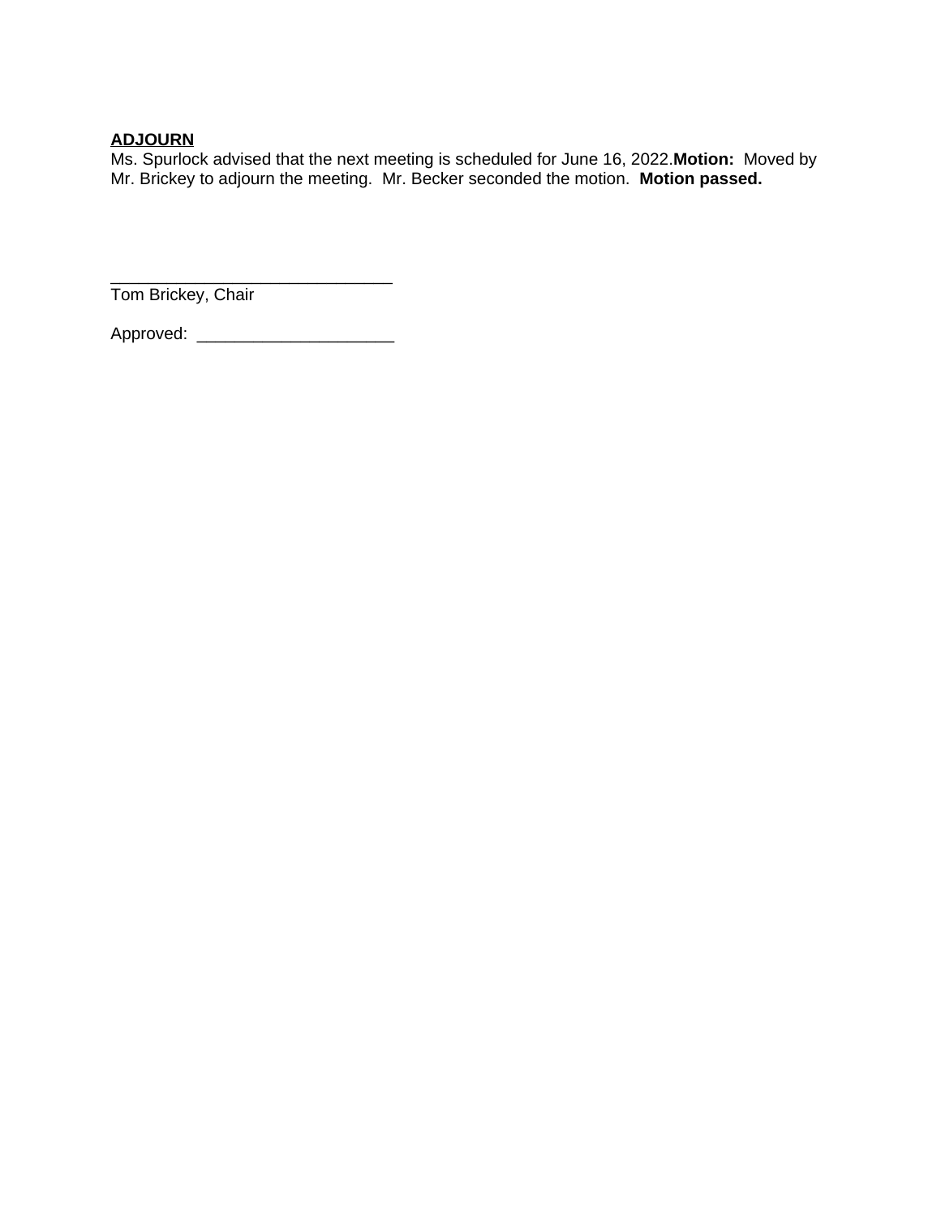**ADJOURN**

Ms. Spurlock advised that the next meeting is scheduled for June 16, 2022.**Motion:** Moved by Mr. Brickey to adjourn the meeting. Mr. Becker seconded the motion. **Motion passed.**

______________________________
Tom Brickey, Chair

Approved: _____________________